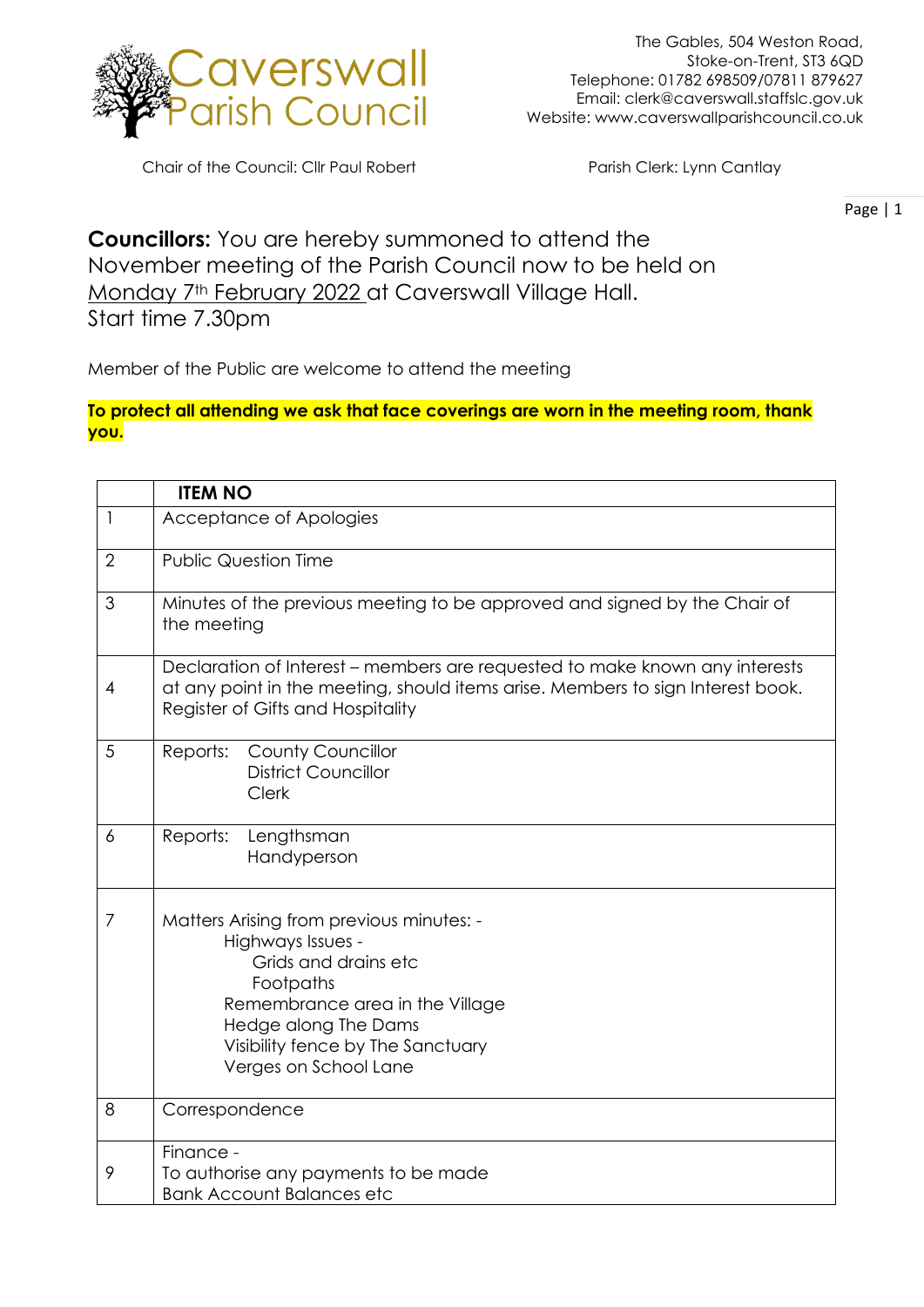# Caverswall Parish Council

The Gables, 504 Weston Road,
Stoke-on-Trent, ST3 6QD
Telephone: 01782 698509/07811 879627
Email: clerk@caverswall.staffslc.gov.uk
Website: www.caverswallparishcouncil.co.uk

Chair of the Council: Cllr Paul Robert

Parish Clerk: Lynn Cantlay

**Councillors:** You are hereby summoned to attend the November meeting of the Parish Council now to be held on Monday 7th February 2022 at Caverswall Village Hall.
Start time 7.30pm

Member of the Public are welcome to attend the meeting

**To protect all attending we ask that face coverings are worn in the meeting room, thank you.**

| | **ITEM NO** |
|---|---|
| 1 | Acceptance of Apologies |
| 2 | Public Question Time |
| 3 | Minutes of the previous meeting to be approved and signed by the Chair of the meeting |
| 4 | Declaration of Interest – members are requested to make known any interests at any point in the meeting, should items arise. Members to sign Interest book. Register of Gifts and Hospitality |
| 5 | Reports: County Councillor<br>District Councillor<br>Clerk |
| 6 | Reports: Lengthsman<br>Handyperson |
| 7 | Matters Arising from previous minutes: -<br>Highways Issues -<br>Grids and drains etc<br>Footpaths<br>Remembrance area in the Village<br>Hedge along The Dams<br>Visibility fence by The Sanctuary<br>Verges on School Lane |
| 8 | Correspondence |
| 9 | Finance -<br>To authorise any payments to be made<br>Bank Account Balances etc |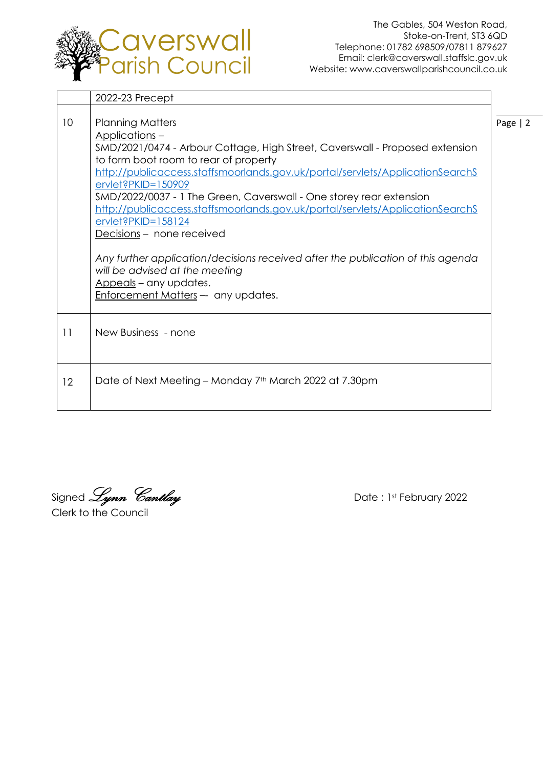# Caverswall Parish Council

The Gables, 504 Weston Road,
Stoke-on-Trent, ST3 6QD
Telephone: 01782 698509/07811 879627
Email: clerk@caverswall.staffslc.gov.uk
Website: www.caverswallparishcouncil.co.uk

| | |
|---|---|
| | 2022-23 Precept |
| 10 | Planning Matters<br>Applications –<br>SMD/2021/0474 - Arbour Cottage, High Street, Caverswall - Proposed extension to form boot room to rear of property<br>http://publicaccess.staffsmoorlands.gov.uk/portal/servlets/ApplicationSearchServlet?PKID=150909<br>SMD/2022/0037 - 1 The Green, Caverswall - One storey rear extension<br>http://publicaccess.staffsmoorlands.gov.uk/portal/servlets/ApplicationSearchServlet?PKID=158124<br>Decisions – none received<br><br>*Any further application/decisions received after the publication of this agenda will be advised at the meeting*<br>Appeals – any updates.<br>Enforcement Matters — any updates. |
| 11 | New Business - none |
| 12 | Date of Next Meeting – Monday 7th March 2022 at 7.30pm |

Signed *Lynn Cantlay*
Clerk to the Council

Date : 1st February 2022